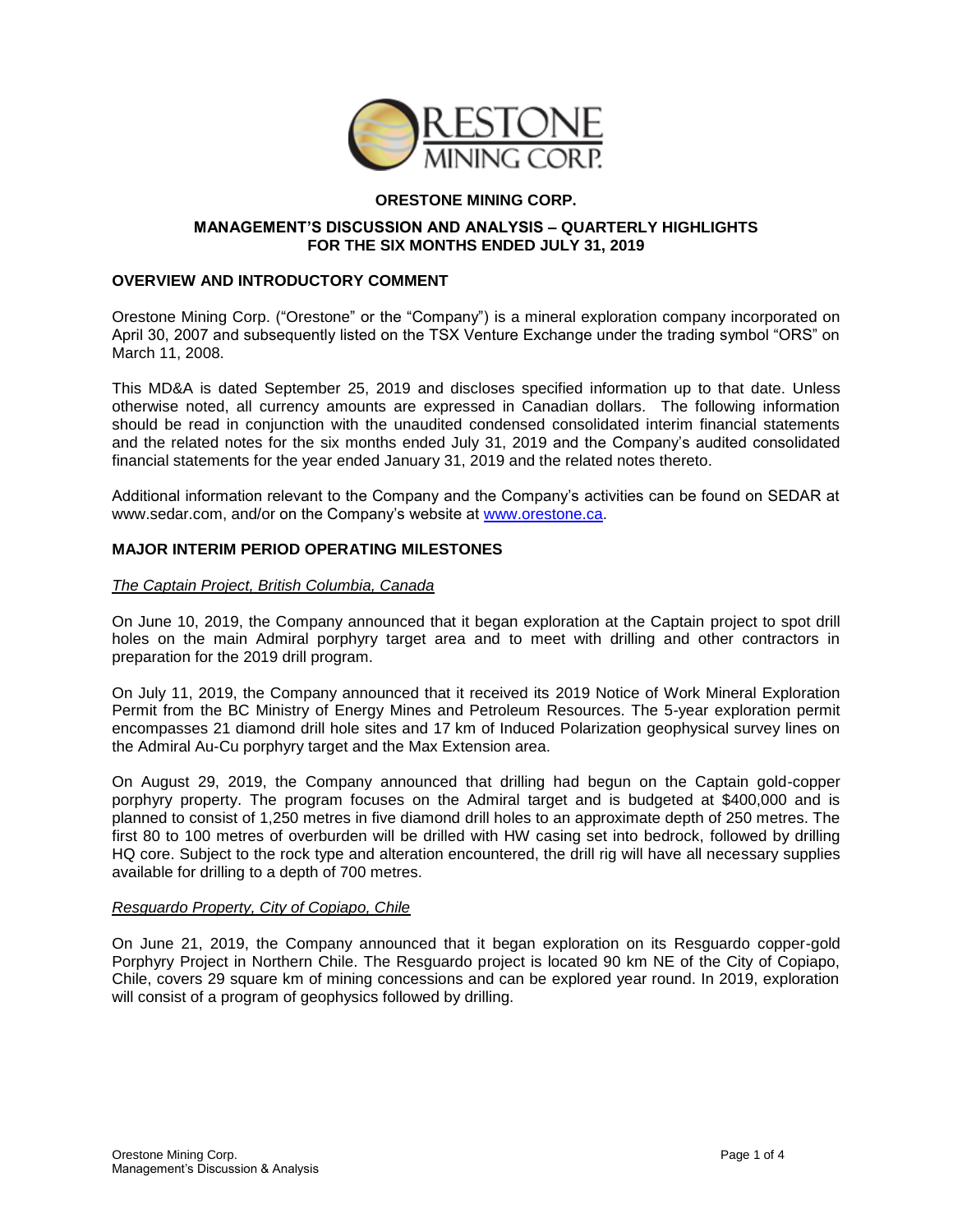# ORESTONE MINING CORP.

## MANAGEMENT'S DISCUSSION AND ANALYSIS – QUARTERLY HIGHLIGHTS FOR THE SIX MONTHS ENDED JULY 31, 2019

### OVERVIEW AND INTRODUCTORY COMMENT

Orestone Mining Corp. ("Orestone" or the "Company") is a mineral exploration company incorporated on April 30, 2007 and subsequently listed on the TSX Venture Exchange under the trading symbol "ORS" on March 11, 2008.

This MD&A is dated September 25, 2019 and discloses specified information up to that date. Unless otherwise noted, all currency amounts are expressed in Canadian dollars. The following information should be read in conjunction with the unaudited condensed consolidated interim financial statements and the related notes for the six months ended July 31, 2019 and the Company's audited consolidated financial statements for the year ended January 31, 2019 and the related notes thereto.

Additional information relevant to the Company and the Company's activities can be found on SEDAR at www.sedar.com, and/or on the Company's website at www.orestone.ca.

### MAJOR INTERIM PERIOD OPERATING MILESTONES

*The Captain Project, British Columbia, Canada*

On June 10, 2019, the Company announced that it began exploration at the Captain project to spot drill holes on the main Admiral porphyry target area and to meet with drilling and other contractors in preparation for the 2019 drill program.

On July 11, 2019, the Company announced that it received its 2019 Notice of Work Mineral Exploration Permit from the BC Ministry of Energy Mines and Petroleum Resources. The 5-year exploration permit encompasses 21 diamond drill hole sites and 17 km of Induced Polarization geophysical survey lines on the Admiral Au-Cu porphyry target and the Max Extension area.

On August 29, 2019, the Company announced that drilling had begun on the Captain gold-copper porphyry property. The program focuses on the Admiral target and is budgeted at $400,000 and is planned to consist of 1,250 metres in five diamond drill holes to an approximate depth of 250 metres. The first 80 to 100 metres of overburden will be drilled with HW casing set into bedrock, followed by drilling HQ core. Subject to the rock type and alteration encountered, the drill rig will have all necessary supplies available for drilling to a depth of 700 metres.

*Resguardo Property, City of Copiapo, Chile*

On June 21, 2019, the Company announced that it began exploration on its Resguardo copper-gold Porphyry Project in Northern Chile. The Resguardo project is located 90 km NE of the City of Copiapo, Chile, covers 29 square km of mining concessions and can be explored year round. In 2019, exploration will consist of a program of geophysics followed by drilling.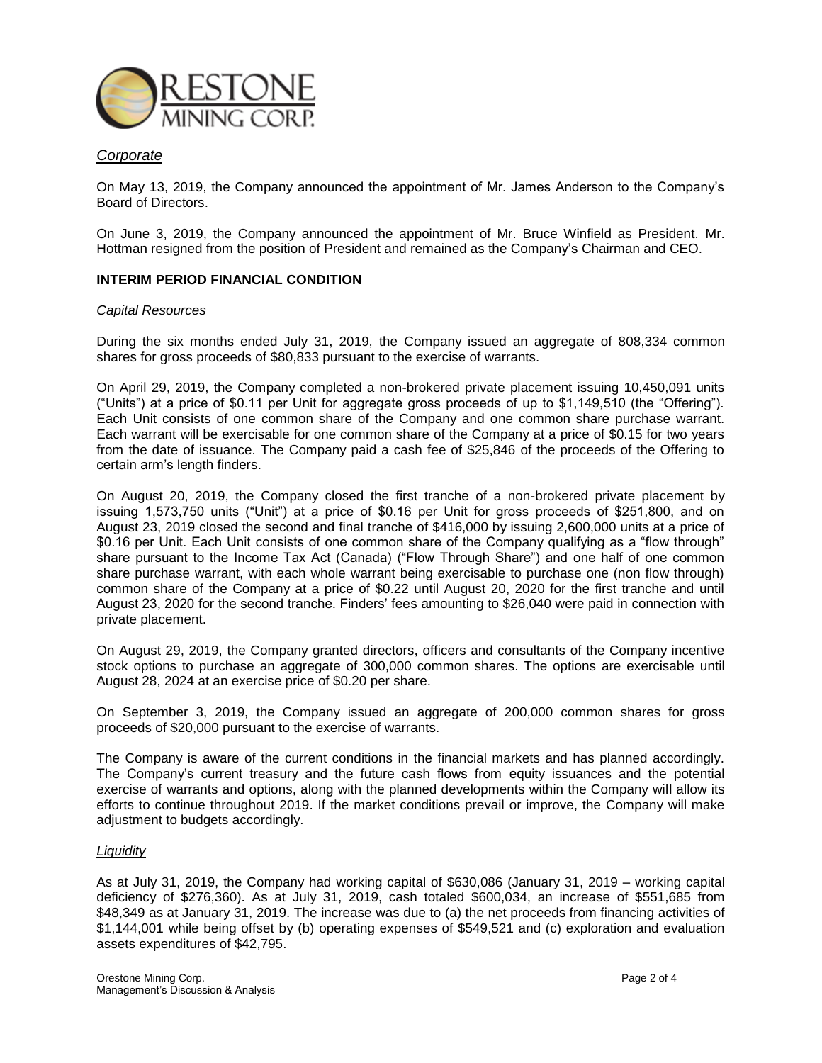*Corporate*

On May 13, 2019, the Company announced the appointment of Mr. James Anderson to the Company's Board of Directors.

On June 3, 2019, the Company announced the appointment of Mr. Bruce Winfield as President. Mr. Hottman resigned from the position of President and remained as the Company's Chairman and CEO.

## INTERIM PERIOD FINANCIAL CONDITION

*Capital Resources*

During the six months ended July 31, 2019, the Company issued an aggregate of 808,334 common shares for gross proceeds of $80,833 pursuant to the exercise of warrants.

On April 29, 2019, the Company completed a non-brokered private placement issuing 10,450,091 units ("Units") at a price of $0.11 per Unit for aggregate gross proceeds of up to $1,149,510 (the "Offering"). Each Unit consists of one common share of the Company and one common share purchase warrant. Each warrant will be exercisable for one common share of the Company at a price of $0.15 for two years from the date of issuance. The Company paid a cash fee of $25,846 of the proceeds of the Offering to certain arm's length finders.

On August 20, 2019, the Company closed the first tranche of a non-brokered private placement by issuing 1,573,750 units ("Unit") at a price of $0.16 per Unit for gross proceeds of $251,800, and on August 23, 2019 closed the second and final tranche of $416,000 by issuing 2,600,000 units at a price of $0.16 per Unit. Each Unit consists of one common share of the Company qualifying as a "flow through" share pursuant to the Income Tax Act (Canada) ("Flow Through Share") and one half of one common share purchase warrant, with each whole warrant being exercisable to purchase one (non flow through) common share of the Company at a price of $0.22 until August 20, 2020 for the first tranche and until August 23, 2020 for the second tranche. Finders' fees amounting to $26,040 were paid in connection with private placement.

On August 29, 2019, the Company granted directors, officers and consultants of the Company incentive stock options to purchase an aggregate of 300,000 common shares. The options are exercisable until August 28, 2024 at an exercise price of $0.20 per share.

On September 3, 2019, the Company issued an aggregate of 200,000 common shares for gross proceeds of $20,000 pursuant to the exercise of warrants.

The Company is aware of the current conditions in the financial markets and has planned accordingly. The Company's current treasury and the future cash flows from equity issuances and the potential exercise of warrants and options, along with the planned developments within the Company will allow its efforts to continue throughout 2019. If the market conditions prevail or improve, the Company will make adjustment to budgets accordingly.

*Liquidity*

As at July 31, 2019, the Company had working capital of $630,086 (January 31, 2019 – working capital deficiency of $276,360). As at July 31, 2019, cash totaled $600,034, an increase of $551,685 from $48,349 as at January 31, 2019. The increase was due to (a) the net proceeds from financing activities of $1,144,001 while being offset by (b) operating expenses of $549,521 and (c) exploration and evaluation assets expenditures of $42,795.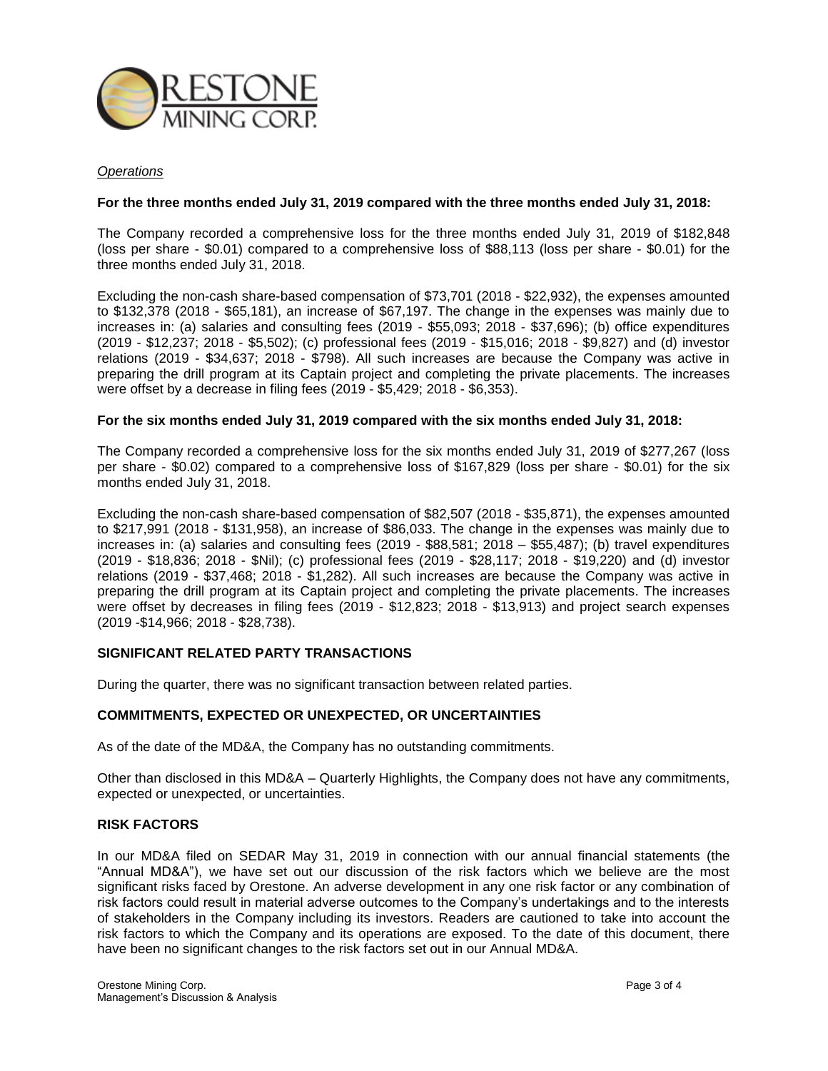*Operations*

**For the three months ended July 31, 2019 compared with the three months ended July 31, 2018:**

The Company recorded a comprehensive loss for the three months ended July 31, 2019 of $182,848 (loss per share - $0.01) compared to a comprehensive loss of $88,113 (loss per share - $0.01) for the three months ended July 31, 2018.

Excluding the non-cash share-based compensation of $73,701 (2018 - $22,932), the expenses amounted to $132,378 (2018 - $65,181), an increase of $67,197. The change in the expenses was mainly due to increases in: (a) salaries and consulting fees (2019 - $55,093; 2018 - $37,696); (b) office expenditures (2019 - $12,237; 2018 - $5,502); (c) professional fees (2019 - $15,016; 2018 - $9,827) and (d) investor relations (2019 - $34,637; 2018 - $798). All such increases are because the Company was active in preparing the drill program at its Captain project and completing the private placements. The increases were offset by a decrease in filing fees (2019 - $5,429; 2018 - $6,353).

**For the six months ended July 31, 2019 compared with the six months ended July 31, 2018:**

The Company recorded a comprehensive loss for the six months ended July 31, 2019 of $277,267 (loss per share - $0.02) compared to a comprehensive loss of $167,829 (loss per share - $0.01) for the six months ended July 31, 2018.

Excluding the non-cash share-based compensation of $82,507 (2018 - $35,871), the expenses amounted to $217,991 (2018 - $131,958), an increase of $86,033. The change in the expenses was mainly due to increases in: (a) salaries and consulting fees (2019 - $88,581; 2018 – $55,487); (b) travel expenditures (2019 - $18,836; 2018 - $Nil); (c) professional fees (2019 - $28,117; 2018 - $19,220) and (d) investor relations (2019 - $37,468; 2018 - $1,282). All such increases are because the Company was active in preparing the drill program at its Captain project and completing the private placements. The increases were offset by decreases in filing fees (2019 - $12,823; 2018 - $13,913) and project search expenses (2019 -$14,966; 2018 - $28,738).

## SIGNIFICANT RELATED PARTY TRANSACTIONS

During the quarter, there was no significant transaction between related parties.

## COMMITMENTS, EXPECTED OR UNEXPECTED, OR UNCERTAINTIES

As of the date of the MD&A, the Company has no outstanding commitments.

Other than disclosed in this MD&A – Quarterly Highlights, the Company does not have any commitments, expected or unexpected, or uncertainties.

## RISK FACTORS

In our MD&A filed on SEDAR May 31, 2019 in connection with our annual financial statements (the "Annual MD&A"), we have set out our discussion of the risk factors which we believe are the most significant risks faced by Orestone. An adverse development in any one risk factor or any combination of risk factors could result in material adverse outcomes to the Company's undertakings and to the interests of stakeholders in the Company including its investors. Readers are cautioned to take into account the risk factors to which the Company and its operations are exposed. To the date of this document, there have been no significant changes to the risk factors set out in our Annual MD&A.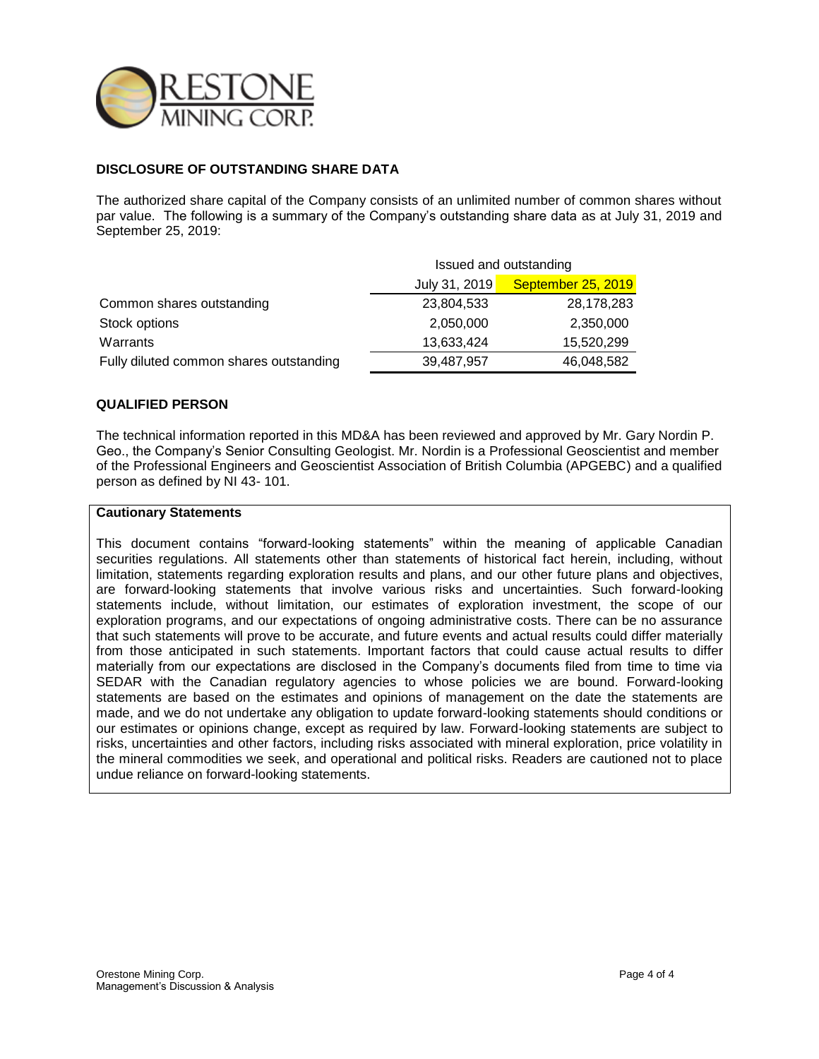## DISCLOSURE OF OUTSTANDING SHARE DATA

The authorized share capital of the Company consists of an unlimited number of common shares without par value. The following is a summary of the Company's outstanding share data as at July 31, 2019 and September 25, 2019:

| | Issued and outstanding | |
|---|---|---|
| | July 31, 2019 | September 25, 2019 |
| Common shares outstanding | 23,804,533 | 28,178,283 |
| Stock options | 2,050,000 | 2,350,000 |
| Warrants | 13,633,424 | 15,520,299 |
| Fully diluted common shares outstanding | 39,487,957 | 46,048,582 |

## QUALIFIED PERSON

The technical information reported in this MD&A has been reviewed and approved by Mr. Gary Nordin P. Geo., the Company's Senior Consulting Geologist. Mr. Nordin is a Professional Geoscientist and member of the Professional Engineers and Geoscientist Association of British Columbia (APGEBC) and a qualified person as defined by NI 43- 101.

**Cautionary Statements**

This document contains "forward-looking statements" within the meaning of applicable Canadian securities regulations. All statements other than statements of historical fact herein, including, without limitation, statements regarding exploration results and plans, and our other future plans and objectives, are forward-looking statements that involve various risks and uncertainties. Such forward-looking statements include, without limitation, our estimates of exploration investment, the scope of our exploration programs, and our expectations of ongoing administrative costs. There can be no assurance that such statements will prove to be accurate, and future events and actual results could differ materially from those anticipated in such statements. Important factors that could cause actual results to differ materially from our expectations are disclosed in the Company's documents filed from time to time via SEDAR with the Canadian regulatory agencies to whose policies we are bound. Forward-looking statements are based on the estimates and opinions of management on the date the statements are made, and we do not undertake any obligation to update forward-looking statements should conditions or our estimates or opinions change, except as required by law. Forward-looking statements are subject to risks, uncertainties and other factors, including risks associated with mineral exploration, price volatility in the mineral commodities we seek, and operational and political risks. Readers are cautioned not to place undue reliance on forward-looking statements.